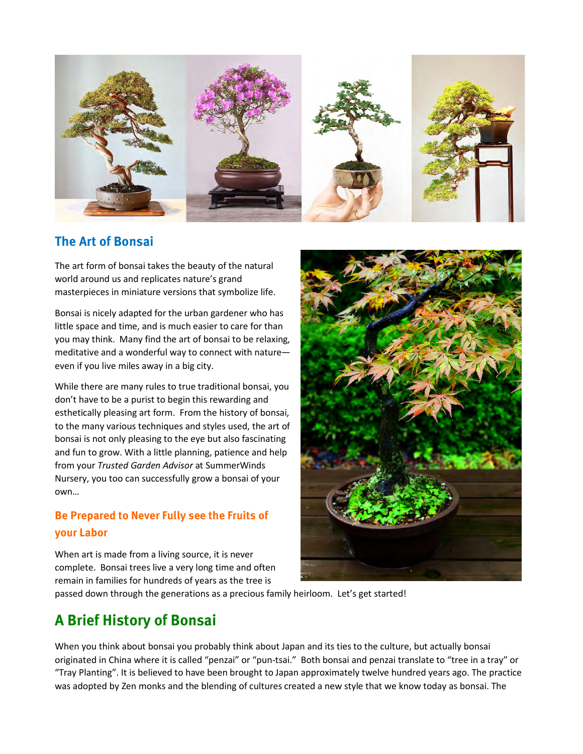## The Art of Bonsai

The art form of bonsai takes the beauty of the natural world around us and replicates nature's grand masterpieces in miniature versions that symbolize life.

Bonsai is nicely adapted for the urban gardener who has little space and time, and is much easier to care for than you may think. Many find the art of bonsai to be relaxing, meditative and a wonderful way to connect with nature—even if you live miles away in a big city.

While there are many rules to true traditional bonsai, you don't have to be a purist to begin this rewarding and esthetically pleasing art form. From the history of bonsai, to the many various techniques and styles used, the art of bonsai is not only pleasing to the eye but also fascinating and fun to grow. With a little planning, patience and help from your *Trusted Garden Advisor* at SummerWinds Nursery, you too can successfully grow a bonsai of your own…

### Be Prepared to Never Fully see the Fruits of your Labor

When art is made from a living source, it is never complete. Bonsai trees live a very long time and often remain in families for hundreds of years as the tree is passed down through the generations as a precious family heirloom. Let's get started!

# A Brief History of Bonsai

When you think about bonsai you probably think about Japan and its ties to the culture, but actually bonsai originated in China where it is called "penzai" or "pun-tsai." Both bonsai and penzai translate to "tree in a tray" or "Tray Planting". It is believed to have been brought to Japan approximately twelve hundred years ago. The practice was adopted by Zen monks and the blending of cultures created a new style that we know today as bonsai. The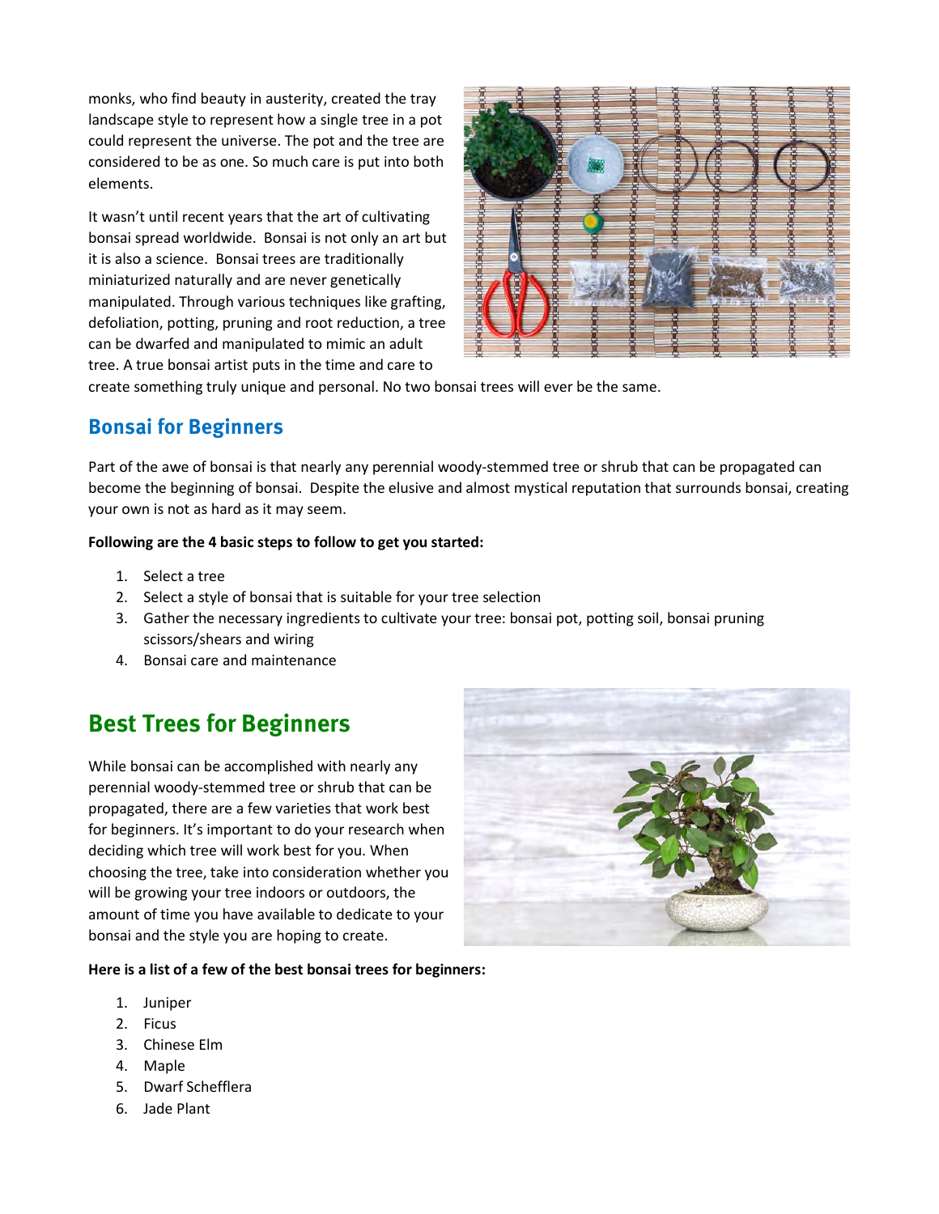monks, who find beauty in austerity, created the tray landscape style to represent how a single tree in a pot could represent the universe. The pot and the tree are considered to be as one. So much care is put into both elements.

It wasn't until recent years that the art of cultivating bonsai spread worldwide. Bonsai is not only an art but it is also a science. Bonsai trees are traditionally miniaturized naturally and are never genetically manipulated. Through various techniques like grafting, defoliation, potting, pruning and root reduction, a tree can be dwarfed and manipulated to mimic an adult tree. A true bonsai artist puts in the time and care to create something truly unique and personal. No two bonsai trees will ever be the same.

## Bonsai for Beginners

Part of the awe of bonsai is that nearly any perennial woody-stemmed tree or shrub that can be propagated can become the beginning of bonsai. Despite the elusive and almost mystical reputation that surrounds bonsai, creating your own is not as hard as it may seem.

**Following are the 4 basic steps to follow to get you started:**

1. Select a tree
2. Select a style of bonsai that is suitable for your tree selection
3. Gather the necessary ingredients to cultivate your tree: bonsai pot, potting soil, bonsai pruning scissors/shears and wiring
4. Bonsai care and maintenance

# Best Trees for Beginners

While bonsai can be accomplished with nearly any perennial woody-stemmed tree or shrub that can be propagated, there are a few varieties that work best for beginners. It's important to do your research when deciding which tree will work best for you. When choosing the tree, take into consideration whether you will be growing your tree indoors or outdoors, the amount of time you have available to dedicate to your bonsai and the style you are hoping to create.

**Here is a list of a few of the best bonsai trees for beginners:**

1. Juniper
2. Ficus
3. Chinese Elm
4. Maple
5. Dwarf Schefflera
6. Jade Plant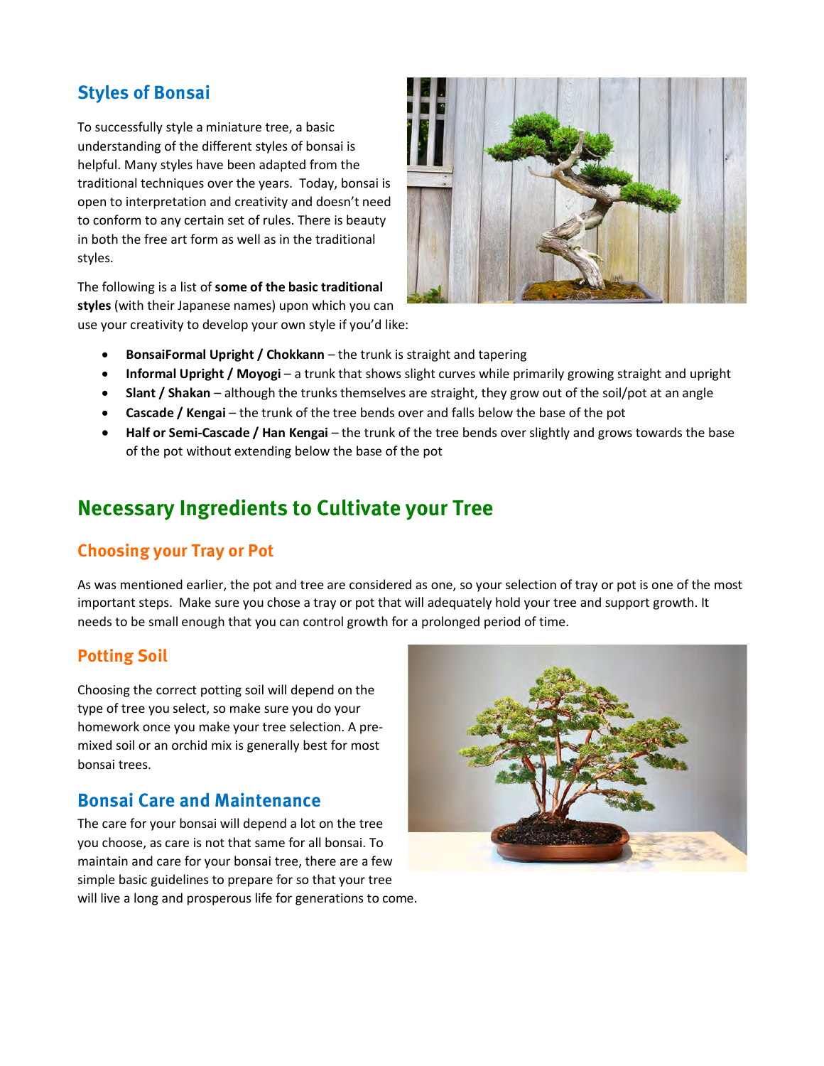## Styles of Bonsai

To successfully style a miniature tree, a basic understanding of the different styles of bonsai is helpful. Many styles have been adapted from the traditional techniques over the years. Today, bonsai is open to interpretation and creativity and doesn't need to conform to any certain set of rules. There is beauty in both the free art form as well as in the traditional styles.

The following is a list of **some of the basic traditional styles** (with their Japanese names) upon which you can use your creativity to develop your own style if you'd like:

- **BonsaiFormal Upright / Chokkann** – the trunk is straight and tapering
- **Informal Upright / Moyogi** – a trunk that shows slight curves while primarily growing straight and upright
- **Slant / Shakan** – although the trunks themselves are straight, they grow out of the soil/pot at an angle
- **Cascade / Kengai** – the trunk of the tree bends over and falls below the base of the pot
- **Half or Semi-Cascade / Han Kengai** – the trunk of the tree bends over slightly and grows towards the base of the pot without extending below the base of the pot

# Necessary Ingredients to Cultivate your Tree

### Choosing your Tray or Pot

As was mentioned earlier, the pot and tree are considered as one, so your selection of tray or pot is one of the most important steps. Make sure you chose a tray or pot that will adequately hold your tree and support growth. It needs to be small enough that you can control growth for a prolonged period of time.

### Potting Soil

Choosing the correct potting soil will depend on the type of tree you select, so make sure you do your homework once you make your tree selection. A pre-mixed soil or an orchid mix is generally best for most bonsai trees.

## Bonsai Care and Maintenance

The care for your bonsai will depend a lot on the tree you choose, as care is not that same for all bonsai. To maintain and care for your bonsai tree, there are a few simple basic guidelines to prepare for so that your tree will live a long and prosperous life for generations to come.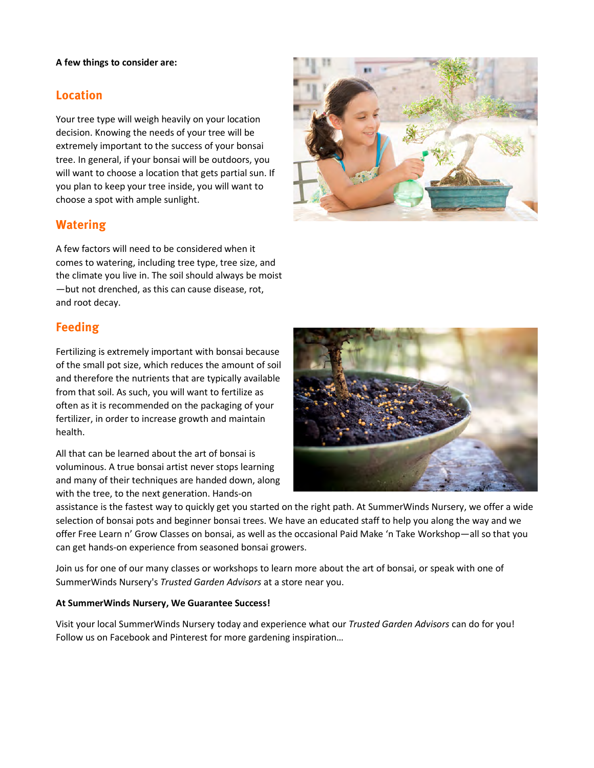**A few things to consider are:**

## Location

Your tree type will weigh heavily on your location decision. Knowing the needs of your tree will be extremely important to the success of your bonsai tree. In general, if your bonsai will be outdoors, you will want to choose a location that gets partial sun. If you plan to keep your tree inside, you will want to choose a spot with ample sunlight.

## Watering

A few factors will need to be considered when it comes to watering, including tree type, tree size, and the climate you live in. The soil should always be moist—but not drenched, as this can cause disease, rot, and root decay.

## Feeding

Fertilizing is extremely important with bonsai because of the small pot size, which reduces the amount of soil and therefore the nutrients that are typically available from that soil. As such, you will want to fertilize as often as it is recommended on the packaging of your fertilizer, in order to increase growth and maintain health.

All that can be learned about the art of bonsai is voluminous. A true bonsai artist never stops learning and many of their techniques are handed down, along with the tree, to the next generation. Hands-on assistance is the fastest way to quickly get you started on the right path. At SummerWinds Nursery, we offer a wide selection of bonsai pots and beginner bonsai trees. We have an educated staff to help you along the way and we offer Free Learn n' Grow Classes on bonsai, as well as the occasional Paid Make 'n Take Workshop—all so that you can get hands-on experience from seasoned bonsai growers.

Join us for one of our many classes or workshops to learn more about the art of bonsai, or speak with one of SummerWinds Nursery's *Trusted Garden Advisors* at a store near you.

**At SummerWinds Nursery, We Guarantee Success!**

Visit your local SummerWinds Nursery today and experience what our *Trusted Garden Advisors* can do for you! Follow us on Facebook and Pinterest for more gardening inspiration…